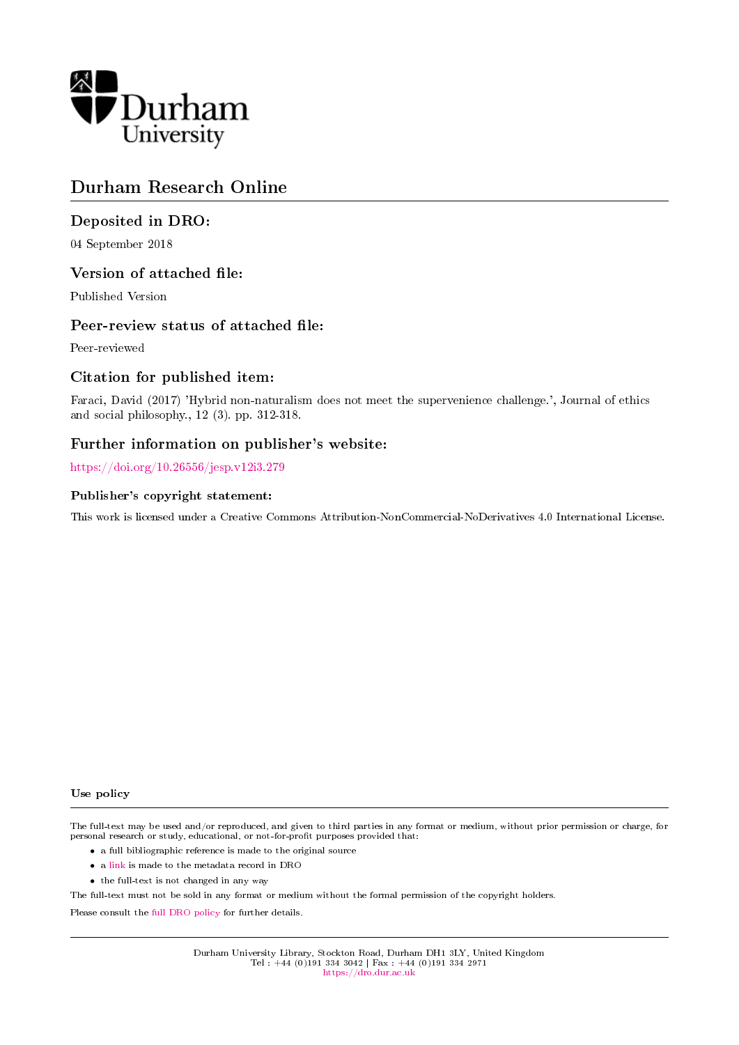Durham University

# Durham Research Online

## Deposited in DRO:

04 September 2018

## Version of attached file:

Published Version

## Peer-review status of attached file:

Peer-reviewed

## Citation for published item:

Faraci, David (2017) 'Hybrid non-naturalism does not meet the supervenience challenge.', Journal of ethics and social philosophy., 12 (3). pp. 312-318.

## Further information on publisher's website:

https://doi.org/10.26556/jesp.v12i3.279

### Publisher's copyright statement:

This work is licensed under a Creative Commons Attribution-NonCommercial-NoDerivatives 4.0 International License.

### Use policy

The full-text may be used and/or reproduced, and given to third parties in any format or medium, without prior permission or charge, for personal research or study, educational, or not-for-profit purposes provided that:

- a full bibliographic reference is made to the original source
- a link is made to the metadata record in DRO
- the full-text is not changed in any way

The full-text must not be sold in any format or medium without the formal permission of the copyright holders.

Please consult the full DRO policy for further details.

Durham University Library, Stockton Road, Durham DH1 3LY, United Kingdom
Tel : +44 (0)191 334 3042 | Fax : +44 (0)191 334 2971
https://dro.dur.ac.uk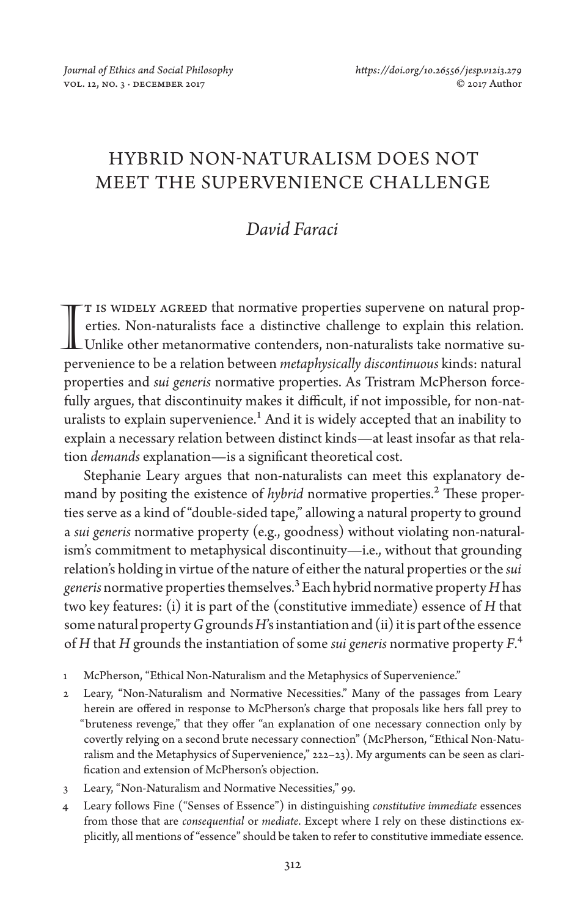# HYBRID NON-NATURALISM DOES NOT MEET THE SUPERVENIENCE CHALLENGE

## *David Faraci*

It is widely agreed that normative properties supervene on natural properties. Non-naturalists face a distinctive challenge to explain this relation. Unlike other metanormative contenders, non-naturalists take normative supervenience to be a relation between *metaphysically discontinuous* kinds: natural properties and *sui generis* normative properties. As Tristram McPherson forcefully argues, that discontinuity makes it difficult, if not impossible, for non-naturalists to explain supervenience.[1] And it is widely accepted that an inability to explain a necessary relation between distinct kinds—at least insofar as that relation *demands* explanation—is a significant theoretical cost.

Stephanie Leary argues that non-naturalists can meet this explanatory demand by positing the existence of *hybrid* normative properties.[2] These properties serve as a kind of "double-sided tape," allowing a natural property to ground a *sui generis* normative property (e.g., goodness) without violating non-naturalism's commitment to metaphysical discontinuity—i.e., without that grounding relation's holding in virtue of the nature of either the natural properties or the *sui generis* normative properties themselves.[3] Each hybrid normative property *H* has two key features: (i) it is part of the (constitutive immediate) essence of *H* that some natural property *G* grounds *H*'s instantiation and (ii) it is part of the essence of *H* that *H* grounds the instantiation of some *sui generis* normative property *F*.[4]

1 McPherson, "Ethical Non-Naturalism and the Metaphysics of Supervenience."

2 Leary, "Non-Naturalism and Normative Necessities." Many of the passages from Leary herein are offered in response to McPherson's charge that proposals like hers fall prey to "bruteness revenge," that they offer "an explanation of one necessary connection only by covertly relying on a second brute necessary connection" (McPherson, "Ethical Non-Naturalism and the Metaphysics of Supervenience," 222–23). My arguments can be seen as clarification and extension of McPherson's objection.

3 Leary, "Non-Naturalism and Normative Necessities," 99.

4 Leary follows Fine ("Senses of Essence") in distinguishing *constitutive immediate* essences from those that are *consequential* or *mediate*. Except where I rely on these distinctions explicitly, all mentions of "essence" should be taken to refer to constitutive immediate essence.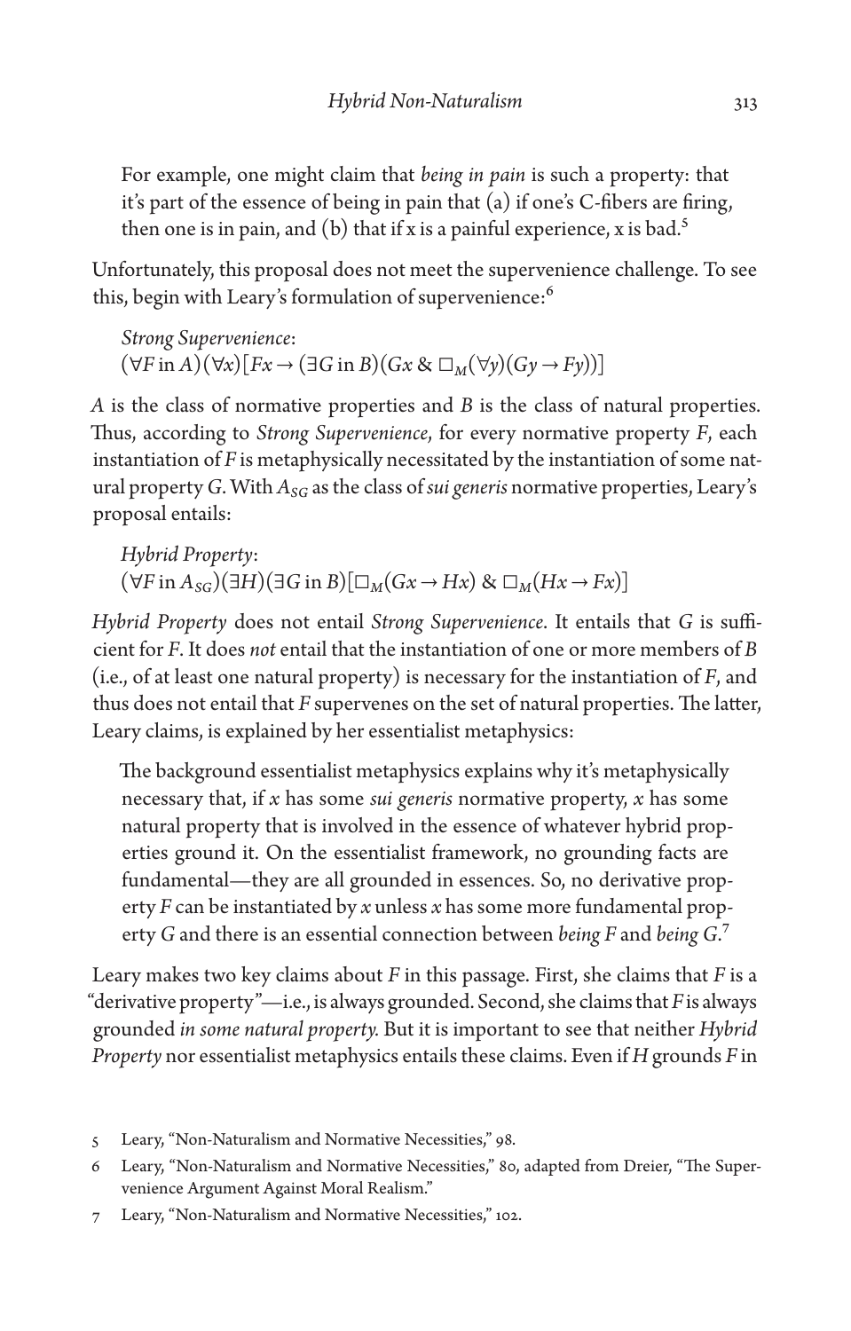For example, one might claim that *being in pain* is such a property: that it's part of the essence of being in pain that (a) if one's C-fibers are firing, then one is in pain, and (b) that if x is a painful experience, x is bad.[5]

Unfortunately, this proposal does not meet the supervenience challenge. To see this, begin with Leary's formulation of supervenience:[6]

*Strong Supervenience*:
$(\forall F \text{ in } A)(\forall x)[Fx \rightarrow (\exists G \text{ in } B)(Gx \;\&\; \Box_M(\forall y)(Gy \rightarrow Fy))]$

*A* is the class of normative properties and *B* is the class of natural properties. Thus, according to *Strong Supervenience*, for every normative property *F*, each instantiation of *F* is metaphysically necessitated by the instantiation of some natural property *G*. With $A_{SG}$ as the class of *sui generis* normative properties, Leary's proposal entails:

*Hybrid Property*:
$(\forall F \text{ in } A_{SG})(\exists H)(\exists G \text{ in } B)[\Box_M(Gx \rightarrow Hx) \;\&\; \Box_M(Hx \rightarrow Fx)]$

*Hybrid Property* does not entail *Strong Supervenience*. It entails that *G* is sufficient for *F*. It does *not* entail that the instantiation of one or more members of *B* (i.e., of at least one natural property) is necessary for the instantiation of *F*, and thus does not entail that *F* supervenes on the set of natural properties. The latter, Leary claims, is explained by her essentialist metaphysics:

> The background essentialist metaphysics explains why it's metaphysically necessary that, if *x* has some *sui generis* normative property, *x* has some natural property that is involved in the essence of whatever hybrid properties ground it. On the essentialist framework, no grounding facts are fundamental—they are all grounded in essences. So, no derivative property *F* can be instantiated by *x* unless *x* has some more fundamental property *G* and there is an essential connection between *being F* and *being G*.[7]

Leary makes two key claims about *F* in this passage. First, she claims that *F* is a "derivative property"—i.e., is always grounded. Second, she claims that *F* is always grounded *in some natural property.* But it is important to see that neither *Hybrid Property* nor essentialist metaphysics entails these claims. Even if *H* grounds *F* in

5 Leary, "Non-Naturalism and Normative Necessities," 98.

6 Leary, "Non-Naturalism and Normative Necessities," 80, adapted from Dreier, "The Supervenience Argument Against Moral Realism."

7 Leary, "Non-Naturalism and Normative Necessities," 102.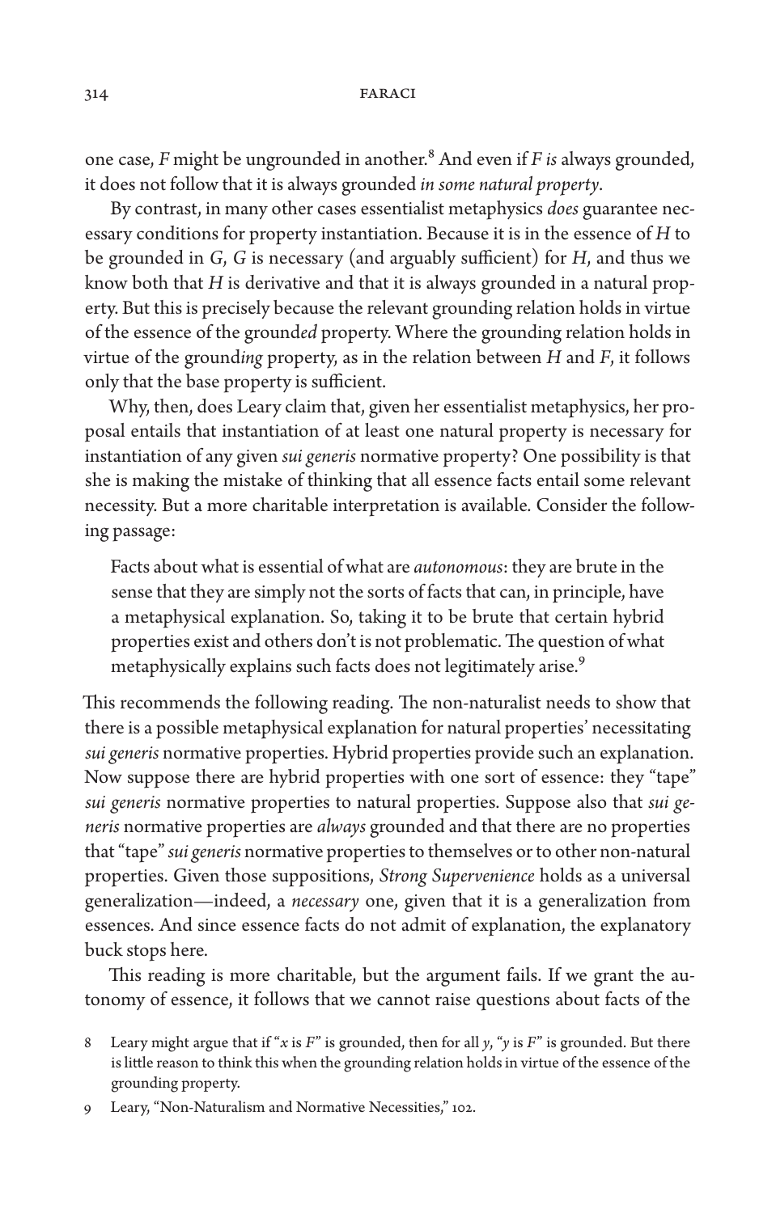one case, *F* might be ungrounded in another.[8] And even if *F is* always grounded, it does not follow that it is always grounded *in some natural property*.

By contrast, in many other cases essentialist metaphysics *does* guarantee necessary conditions for property instantiation. Because it is in the essence of *H* to be grounded in *G*, *G* is necessary (and arguably sufficient) for *H*, and thus we know both that *H* is derivative and that it is always grounded in a natural property. But this is precisely because the relevant grounding relation holds in virtue of the essence of the ground*ed* property. Where the grounding relation holds in virtue of the ground*ing* property, as in the relation between *H* and *F*, it follows only that the base property is sufficient.

Why, then, does Leary claim that, given her essentialist metaphysics, her proposal entails that instantiation of at least one natural property is necessary for instantiation of any given *sui generis* normative property? One possibility is that she is making the mistake of thinking that all essence facts entail some relevant necessity. But a more charitable interpretation is available. Consider the following passage:

> Facts about what is essential of what are *autonomous*: they are brute in the sense that they are simply not the sorts of facts that can, in principle, have a metaphysical explanation. So, taking it to be brute that certain hybrid properties exist and others don't is not problematic. The question of what metaphysically explains such facts does not legitimately arise.[9]

This recommends the following reading. The non-naturalist needs to show that there is a possible metaphysical explanation for natural properties' necessitating *sui generis* normative properties. Hybrid properties provide such an explanation. Now suppose there are hybrid properties with one sort of essence: they "tape" *sui generis* normative properties to natural properties. Suppose also that *sui generis* normative properties are *always* grounded and that there are no properties that "tape" *sui generis* normative properties to themselves or to other non-natural properties. Given those suppositions, *Strong Supervenience* holds as a universal generalization—indeed, a *necessary* one, given that it is a generalization from essences. And since essence facts do not admit of explanation, the explanatory buck stops here.

This reading is more charitable, but the argument fails. If we grant the autonomy of essence, it follows that we cannot raise questions about facts of the

8 Leary might argue that if "*x* is *F*" is grounded, then for all *y*, "*y* is *F*" is grounded. But there is little reason to think this when the grounding relation holds in virtue of the essence of the grounding property.

9 Leary, "Non-Naturalism and Normative Necessities," 102.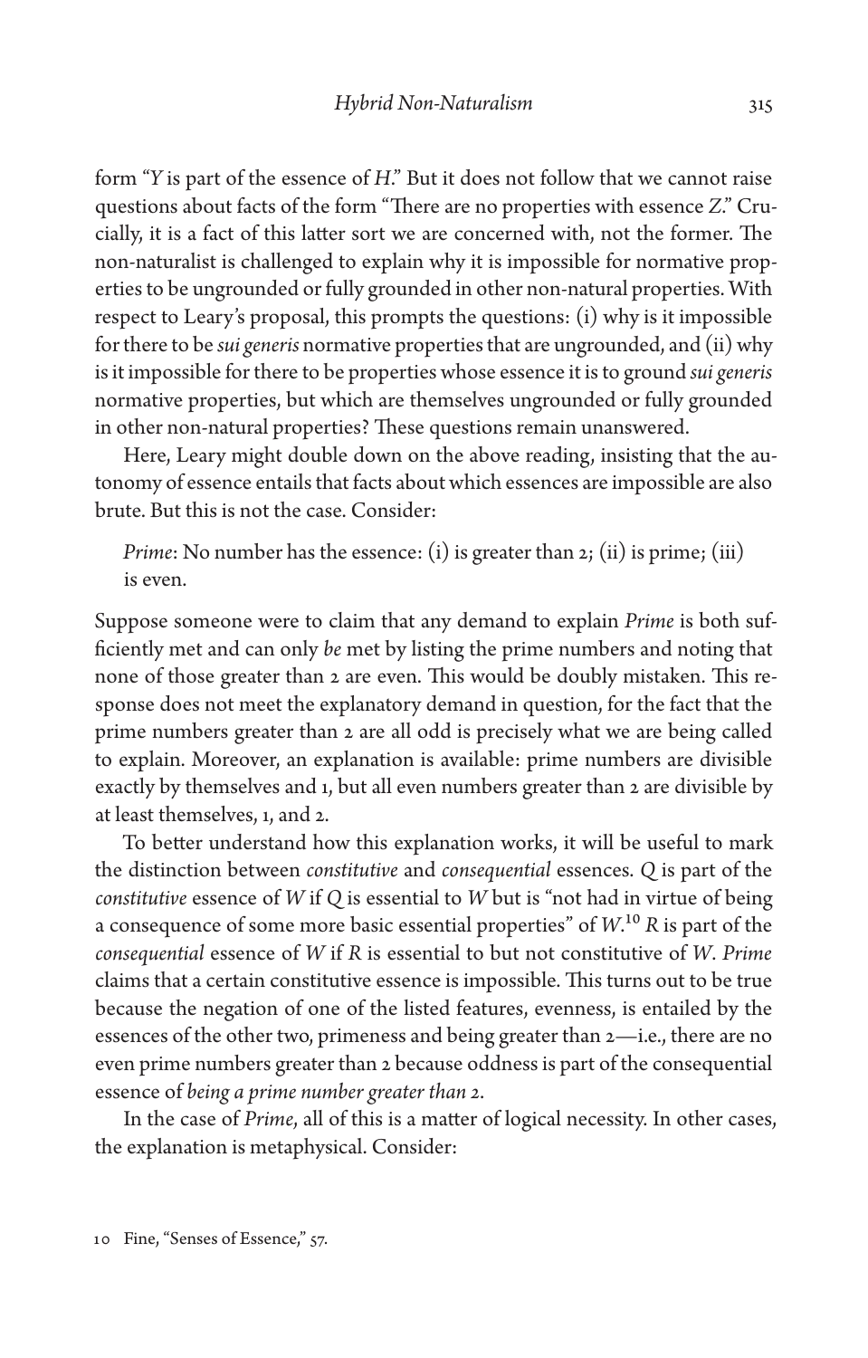form "*Y* is part of the essence of *H*." But it does not follow that we cannot raise questions about facts of the form "There are no properties with essence *Z*." Crucially, it is a fact of this latter sort we are concerned with, not the former. The non-naturalist is challenged to explain why it is impossible for normative properties to be ungrounded or fully grounded in other non-natural properties. With respect to Leary's proposal, this prompts the questions: (i) why is it impossible for there to be *sui generis* normative properties that are ungrounded, and (ii) why is it impossible for there to be properties whose essence it is to ground *sui generis* normative properties, but which are themselves ungrounded or fully grounded in other non-natural properties? These questions remain unanswered.

Here, Leary might double down on the above reading, insisting that the autonomy of essence entails that facts about which essences are impossible are also brute. But this is not the case. Consider:

> *Prime*: No number has the essence: (i) is greater than 2; (ii) is prime; (iii) is even.

Suppose someone were to claim that any demand to explain *Prime* is both sufficiently met and can only *be* met by listing the prime numbers and noting that none of those greater than 2 are even. This would be doubly mistaken. This response does not meet the explanatory demand in question, for the fact that the prime numbers greater than 2 are all odd is precisely what we are being called to explain. Moreover, an explanation is available: prime numbers are divisible exactly by themselves and 1, but all even numbers greater than 2 are divisible by at least themselves, 1, and 2.

To better understand how this explanation works, it will be useful to mark the distinction between *constitutive* and *consequential* essences. *Q* is part of the *constitutive* essence of *W* if *Q* is essential to *W* but is "not had in virtue of being a consequence of some more basic essential properties" of *W*.[10] *R* is part of the *consequential* essence of *W* if *R* is essential to but not constitutive of *W*. *Prime* claims that a certain constitutive essence is impossible. This turns out to be true because the negation of one of the listed features, evenness, is entailed by the essences of the other two, primeness and being greater than 2—i.e., there are no even prime numbers greater than 2 because oddness is part of the consequential essence of *being a prime number greater than 2*.

In the case of *Prime*, all of this is a matter of logical necessity. In other cases, the explanation is metaphysical. Consider:

10 Fine, "Senses of Essence," 57.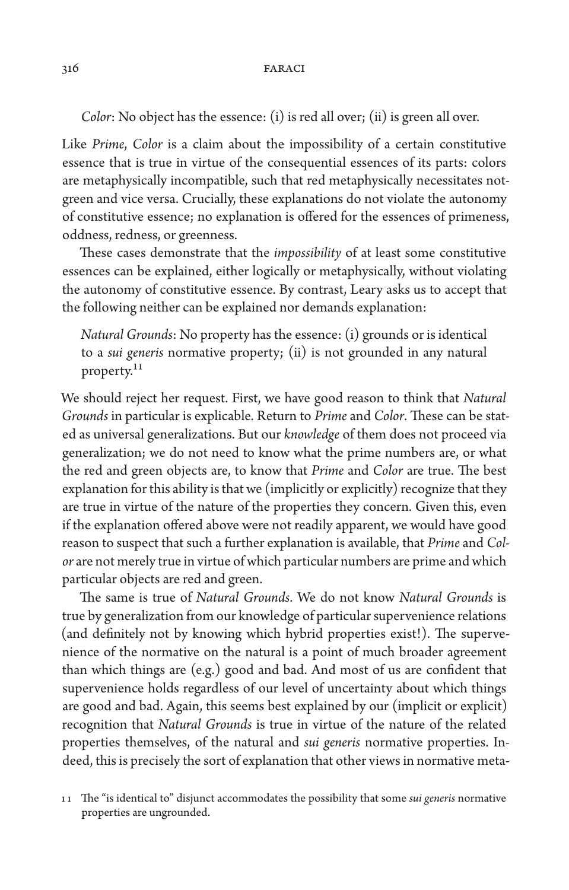*Color*: No object has the essence: (i) is red all over; (ii) is green all over.

Like *Prime*, *Color* is a claim about the impossibility of a certain constitutive essence that is true in virtue of the consequential essences of its parts: colors are metaphysically incompatible, such that red metaphysically necessitates not-green and vice versa. Crucially, these explanations do not violate the autonomy of constitutive essence; no explanation is offered for the essences of primeness, oddness, redness, or greenness.

These cases demonstrate that the *impossibility* of at least some constitutive essences can be explained, either logically or metaphysically, without violating the autonomy of constitutive essence. By contrast, Leary asks us to accept that the following neither can be explained nor demands explanation:

> *Natural Grounds*: No property has the essence: (i) grounds or is identical to a *sui generis* normative property; (ii) is not grounded in any natural property.[11]

We should reject her request. First, we have good reason to think that *Natural Grounds* in particular is explicable. Return to *Prime* and *Color*. These can be stated as universal generalizations. But our *knowledge* of them does not proceed via generalization; we do not need to know what the prime numbers are, or what the red and green objects are, to know that *Prime* and *Color* are true. The best explanation for this ability is that we (implicitly or explicitly) recognize that they are true in virtue of the nature of the properties they concern. Given this, even if the explanation offered above were not readily apparent, we would have good reason to suspect that such a further explanation is available, that *Prime* and *Color* are not merely true in virtue of which particular numbers are prime and which particular objects are red and green.

The same is true of *Natural Grounds*. We do not know *Natural Grounds* is true by generalization from our knowledge of particular supervenience relations (and definitely not by knowing which hybrid properties exist!). The supervenience of the normative on the natural is a point of much broader agreement than which things are (e.g.) good and bad. And most of us are confident that supervenience holds regardless of our level of uncertainty about which things are good and bad. Again, this seems best explained by our (implicit or explicit) recognition that *Natural Grounds* is true in virtue of the nature of the related properties themselves, of the natural and *sui generis* normative properties. Indeed, this is precisely the sort of explanation that other views in normative meta-

11 The "is identical to" disjunct accommodates the possibility that some *sui generis* normative properties are ungrounded.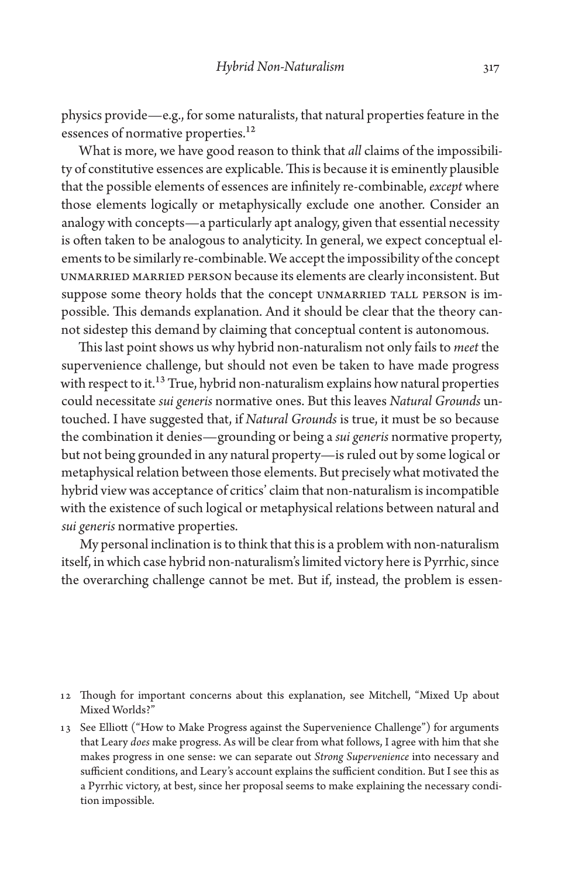physics provide—e.g., for some naturalists, that natural properties feature in the essences of normative properties.[12]

What is more, we have good reason to think that *all* claims of the impossibility of constitutive essences are explicable. This is because it is eminently plausible that the possible elements of essences are infinitely re-combinable, *except* where those elements logically or metaphysically exclude one another. Consider an analogy with concepts—a particularly apt analogy, given that essential necessity is often taken to be analogous to analyticity. In general, we expect conceptual elements to be similarly re-combinable. We accept the impossibility of the concept UNMARRIED MARRIED PERSON because its elements are clearly inconsistent. But suppose some theory holds that the concept UNMARRIED TALL PERSON is impossible. This demands explanation. And it should be clear that the theory cannot sidestep this demand by claiming that conceptual content is autonomous.

This last point shows us why hybrid non-naturalism not only fails to *meet* the supervenience challenge, but should not even be taken to have made progress with respect to it.[13] True, hybrid non-naturalism explains how natural properties could necessitate *sui generis* normative ones. But this leaves *Natural Grounds* untouched. I have suggested that, if *Natural Grounds* is true, it must be so because the combination it denies—grounding or being a *sui generis* normative property, but not being grounded in any natural property—is ruled out by some logical or metaphysical relation between those elements. But precisely what motivated the hybrid view was acceptance of critics' claim that non-naturalism is incompatible with the existence of such logical or metaphysical relations between natural and *sui generis* normative properties.

My personal inclination is to think that this is a problem with non-naturalism itself, in which case hybrid non-naturalism's limited victory here is Pyrrhic, since the overarching challenge cannot be met. But if, instead, the problem is essen-

12 Though for important concerns about this explanation, see Mitchell, "Mixed Up about Mixed Worlds?"

13 See Elliott ("How to Make Progress against the Supervenience Challenge") for arguments that Leary *does* make progress. As will be clear from what follows, I agree with him that she makes progress in one sense: we can separate out *Strong Supervenience* into necessary and sufficient conditions, and Leary's account explains the sufficient condition. But I see this as a Pyrrhic victory, at best, since her proposal seems to make explaining the necessary condition impossible.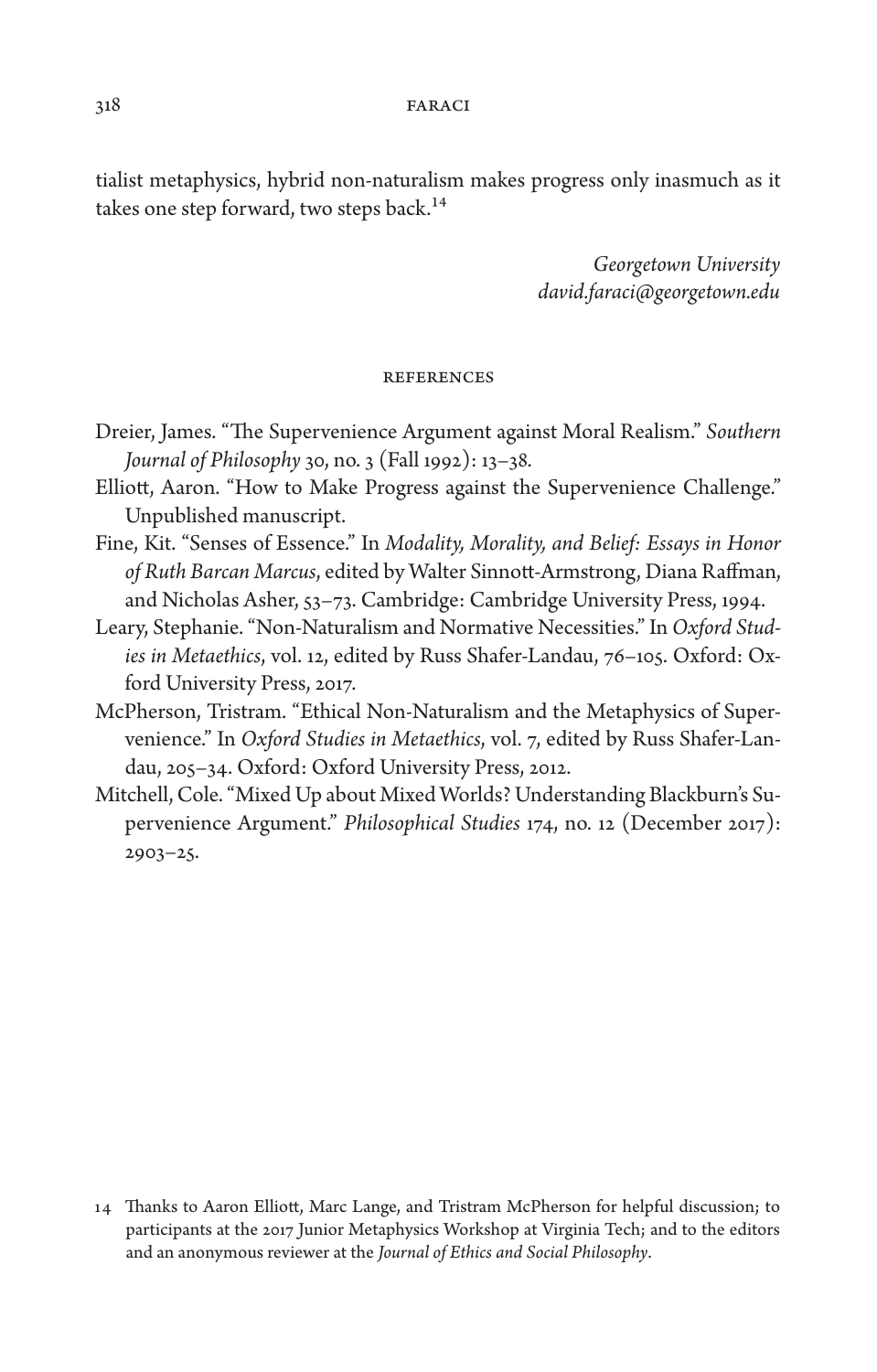tialist metaphysics, hybrid non-naturalism makes progress only inasmuch as it takes one step forward, two steps back.[14]

*Georgetown University*
*david.faraci@georgetown.edu*

## References

Dreier, James. "The Supervenience Argument against Moral Realism." *Southern Journal of Philosophy* 30, no. 3 (Fall 1992): 13–38.

Elliott, Aaron. "How to Make Progress against the Supervenience Challenge." Unpublished manuscript.

Fine, Kit. "Senses of Essence." In *Modality, Morality, and Belief: Essays in Honor of Ruth Barcan Marcus*, edited by Walter Sinnott-Armstrong, Diana Raffman, and Nicholas Asher, 53–73. Cambridge: Cambridge University Press, 1994.

Leary, Stephanie. "Non-Naturalism and Normative Necessities." In *Oxford Studies in Metaethics*, vol. 12, edited by Russ Shafer-Landau, 76–105. Oxford: Oxford University Press, 2017.

McPherson, Tristram. "Ethical Non-Naturalism and the Metaphysics of Supervenience." In *Oxford Studies in Metaethics*, vol. 7, edited by Russ Shafer-Landau, 205–34. Oxford: Oxford University Press, 2012.

Mitchell, Cole. "Mixed Up about Mixed Worlds? Understanding Blackburn's Supervenience Argument." *Philosophical Studies* 174, no. 12 (December 2017): 2903–25.

14 Thanks to Aaron Elliott, Marc Lange, and Tristram McPherson for helpful discussion; to participants at the 2017 Junior Metaphysics Workshop at Virginia Tech; and to the editors and an anonymous reviewer at the *Journal of Ethics and Social Philosophy*.